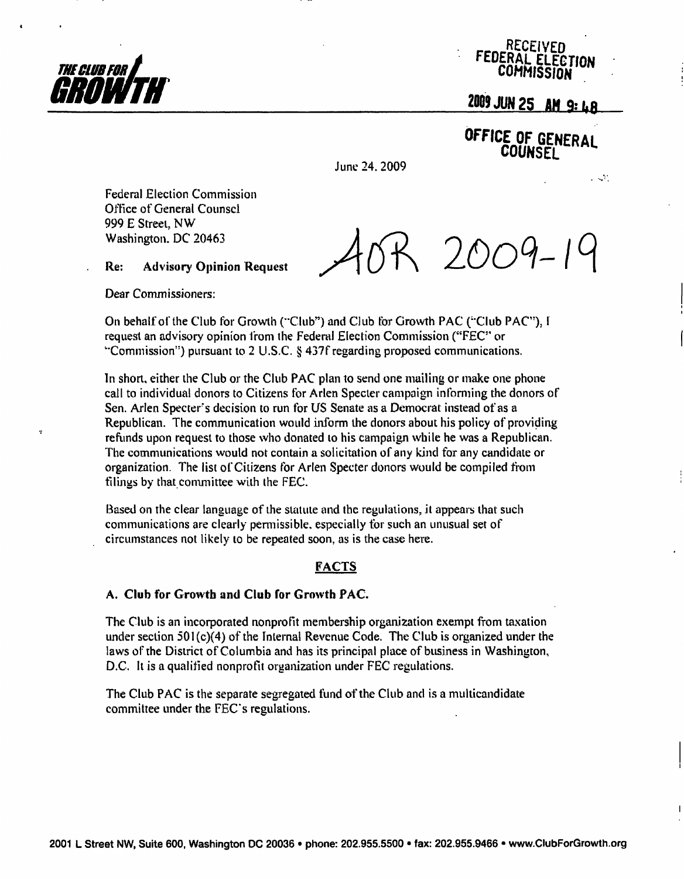THE CLUB FOR GROWTH

RECEIVED
FEDERAL ELECTION COMMISSION

2009 JUN 25 AM 9:48

OFFICE OF GENERAL COUNSEL

June 24, 2009

Federal Election Commission
Office of General Counsel
999 E Street, NW
Washington, DC 20463

AOR 2009-19

Re: **Advisory Opinion Request**

Dear Commissioners:

On behalf of the Club for Growth ("Club") and Club for Growth PAC ("Club PAC"), I request an advisory opinion from the Federal Election Commission ("FEC" or "Commission") pursuant to 2 U.S.C. § 437f regarding proposed communications.

In short, either the Club or the Club PAC plan to send one mailing or make one phone call to individual donors to Citizens for Arlen Specter campaign informing the donors of Sen. Arlen Specter's decision to run for US Senate as a Democrat instead of as a Republican. The communication would inform the donors about his policy of providing refunds upon request to those who donated to his campaign while he was a Republican. The communications would not contain a solicitation of any kind for any candidate or organization. The list of Citizens for Arlen Specter donors would be compiled from filings by that committee with the FEC.

Based on the clear language of the statute and the regulations, it appears that such communications are clearly permissible, especially for such an unusual set of circumstances not likely to be repeated soon, as is the case here.

## FACTS

### A. Club for Growth and Club for Growth PAC.

The Club is an incorporated nonprofit membership organization exempt from taxation under section 501(c)(4) of the Internal Revenue Code. The Club is organized under the laws of the District of Columbia and has its principal place of business in Washington, D.C. It is a qualified nonprofit organization under FEC regulations.

The Club PAC is the separate segregated fund of the Club and is a multicandidate committee under the FEC's regulations.

2001 L Street NW, Suite 600, Washington DC 20036 • phone: 202.955.5500 • fax: 202.955.9466 • www.ClubForGrowth.org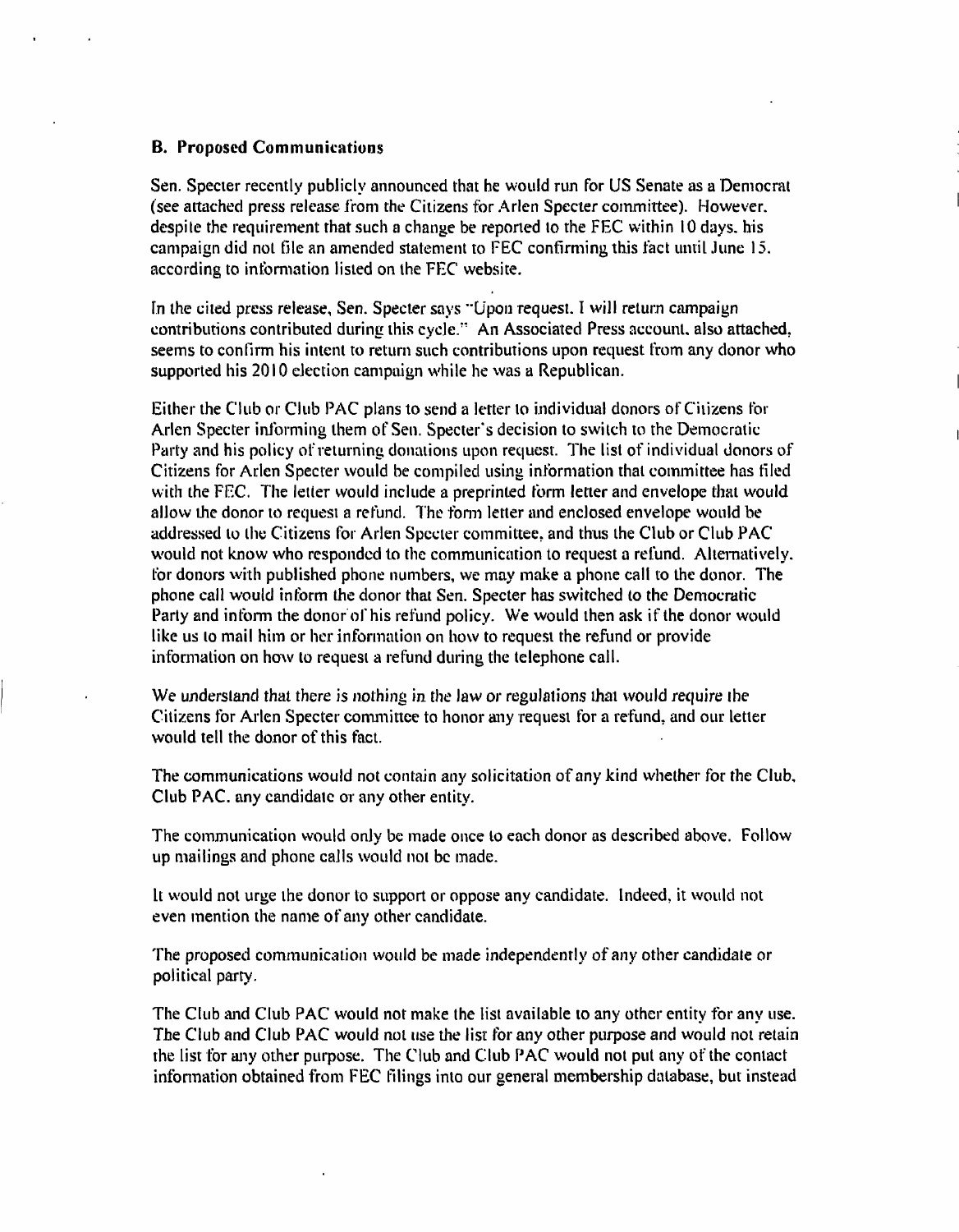### B. Proposed Communications

Sen. Specter recently publicly announced that he would run for US Senate as a Democrat (see attached press release from the Citizens for Arlen Specter committee). However, despite the requirement that such a change be reported to the FEC within 10 days, his campaign did not file an amended statement to FEC confirming this fact until June 15, according to information listed on the FEC website.

In the cited press release, Sen. Specter says "Upon request, I will return campaign contributions contributed during this cycle." An Associated Press account, also attached, seems to confirm his intent to return such contributions upon request from any donor who supported his 2010 election campaign while he was a Republican.

Either the Club or Club PAC plans to send a letter to individual donors of Citizens for Arlen Specter informing them of Sen. Specter's decision to switch to the Democratic Party and his policy of returning donations upon request. The list of individual donors of Citizens for Arlen Specter would be compiled using information that committee has filed with the FEC. The letter would include a preprinted form letter and envelope that would allow the donor to request a refund. The form letter and enclosed envelope would be addressed to the Citizens for Arlen Specter committee, and thus the Club or Club PAC would not know who responded to the communication to request a refund. Alternatively, for donors with published phone numbers, we may make a phone call to the donor. The phone call would inform the donor that Sen. Specter has switched to the Democratic Party and inform the donor of his refund policy. We would then ask if the donor would like us to mail him or her information on how to request the refund or provide information on how to request a refund during the telephone call.

We understand that there is nothing in the law or regulations that would require the Citizens for Arlen Specter committee to honor any request for a refund, and our letter would tell the donor of this fact.

The communications would not contain any solicitation of any kind whether for the Club, Club PAC, any candidate or any other entity.

The communication would only be made once to each donor as described above. Follow up mailings and phone calls would not be made.

It would not urge the donor to support or oppose any candidate. Indeed, it would not even mention the name of any other candidate.

The proposed communication would be made independently of any other candidate or political party.

The Club and Club PAC would not make the list available to any other entity for any use. The Club and Club PAC would not use the list for any other purpose and would not retain the list for any other purpose. The Club and Club PAC would not put any of the contact information obtained from FEC filings into our general membership database, but instead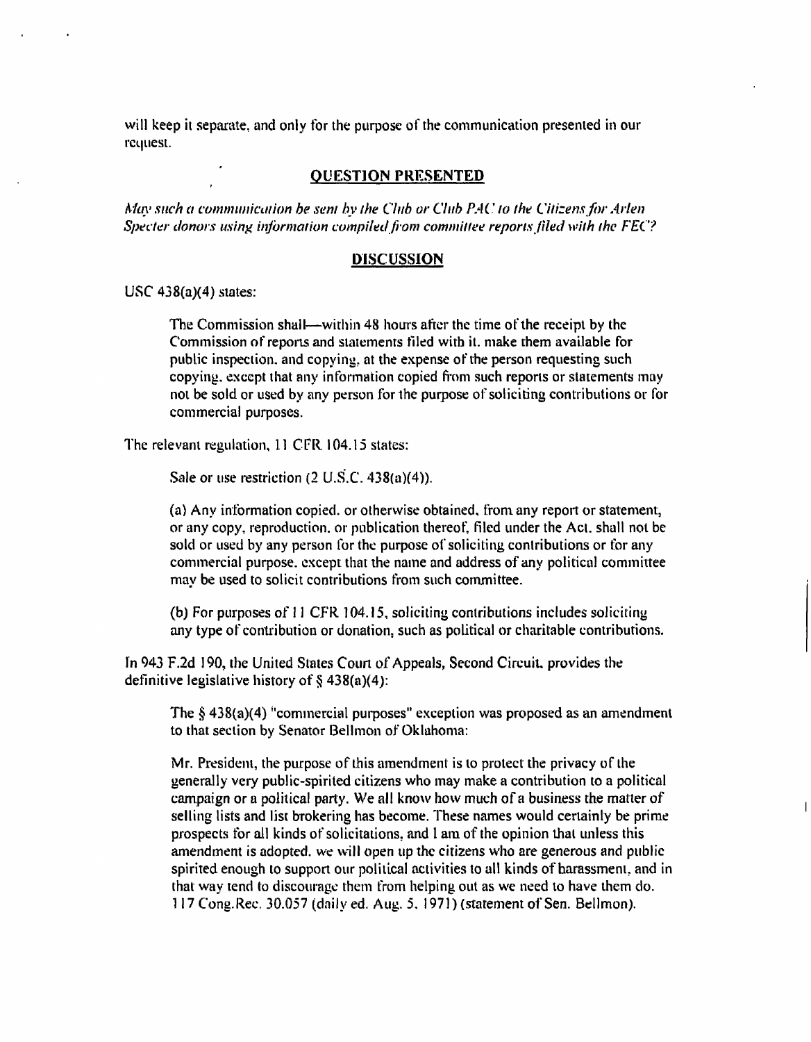will keep it separate, and only for the purpose of the communication presented in our request.

## QUESTION PRESENTED

*May such a communication be sent by the Club or Club PAC to the Citizens for Arlen Specter donors using information compiled from committee reports filed with the FEC?*

## DISCUSSION

USC 438(a)(4) states:

> The Commission shall—within 48 hours after the time of the receipt by the Commission of reports and statements filed with it. make them available for public inspection. and copying, at the expense of the person requesting such copying. except that any information copied from such reports or statements may not be sold or used by any person for the purpose of soliciting contributions or for commercial purposes.

The relevant regulation, 11 CFR 104.15 states:

> Sale or use restriction (2 U.S.C. 438(a)(4)).
>
> (a) Any information copied. or otherwise obtained, from any report or statement, or any copy, reproduction. or publication thereof, filed under the Act. shall not be sold or used by any person for the purpose of soliciting contributions or for any commercial purpose. except that the name and address of any political committee may be used to solicit contributions from such committee.
>
> (b) For purposes of 11 CFR 104.15, soliciting contributions includes soliciting any type of contribution or donation, such as political or charitable contributions.

In 943 F.2d 190, the United States Court of Appeals, Second Circuit, provides the definitive legislative history of § 438(a)(4):

> The § 438(a)(4) "commercial purposes" exception was proposed as an amendment to that section by Senator Bellmon of Oklahoma:
>
> Mr. President, the purpose of this amendment is to protect the privacy of the generally very public-spirited citizens who may make a contribution to a political campaign or a political party. We all know how much of a business the matter of selling lists and list brokering has become. These names would certainly be prime prospects for all kinds of solicitations, and I am of the opinion that unless this amendment is adopted. we will open up the citizens who are generous and public spirited enough to support our political activities to all kinds of harassment, and in that way tend to discourage them from helping out as we need to have them do. 117 Cong.Rec. 30.057 (daily ed. Aug. 5. 1971) (statement of Sen. Bellmon).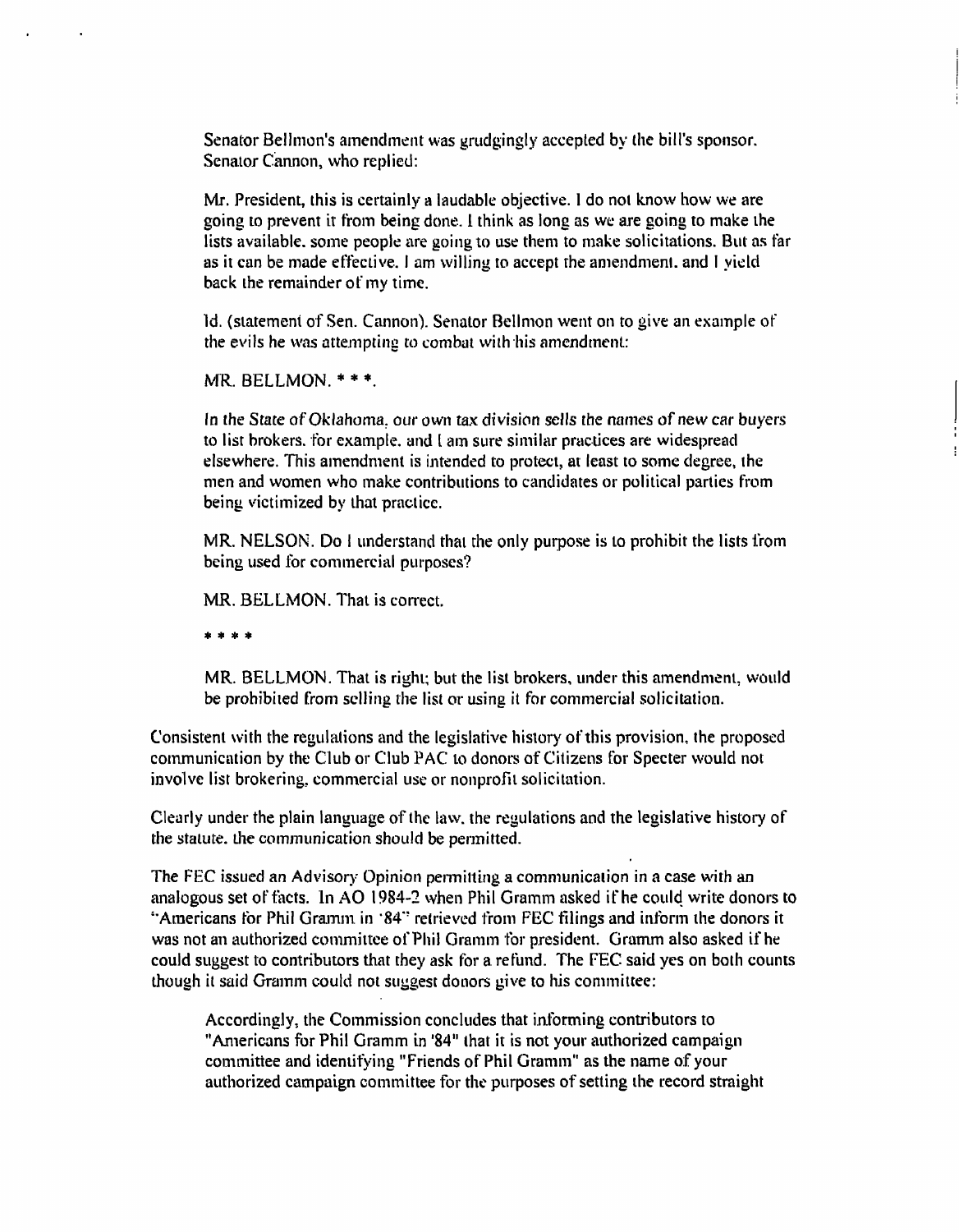Senator Bellmon's amendment was grudgingly accepted by the bill's sponsor. Senator Cannon, who replied:

> Mr. President, this is certainly a laudable objective. I do not know how we are going to prevent it from being done. I think as long as we are going to make the lists available. some people are going to use them to make solicitations. But as far as it can be made effective. I am willing to accept the amendment. and I yield back the remainder of my time.
>
> Id. (statement of Sen. Cannon). Senator Bellmon went on to give an example of the evils he was attempting to combat with his amendment:
>
> MR. BELLMON. * * *.
>
> *In the State of Oklahoma, our own tax division sells the names of new car buyers* to list brokers. for example. and I am sure similar practices are widespread elsewhere. This amendment is intended to protect, at least to some degree, the men and women who make contributions to candidates or political parties from being victimized by that practice.
>
> MR. NELSON. Do I understand that the only purpose is to prohibit the lists from being used for commercial purposes?
>
> MR. BELLMON. That is correct.
>
> * * * *
>
> MR. BELLMON. That is right; but the list brokers, under this amendment, would be prohibited from selling the list or using it for commercial solicitation.

Consistent with the regulations and the legislative history of this provision, the proposed communication by the Club or Club PAC to donors of Citizens for Specter would not involve list brokering, commercial use or nonprofit solicitation.

Clearly under the plain language of the law. the regulations and the legislative history of the statute. the communication should be permitted.

The FEC issued an Advisory Opinion permitting a communication in a case with an analogous set of facts. In AO 1984-2 when Phil Gramm asked if he could write donors to "Americans for Phil Gramm in '84" retrieved from FEC filings and inform the donors it was not an authorized committee of Phil Gramm for president. Gramm also asked if he could suggest to contributors that they ask for a refund. The FEC said yes on both counts though it said Gramm could not suggest donors give to his committee:

> Accordingly, the Commission concludes that informing contributors to "Americans for Phil Gramm in '84" that it is not your authorized campaign committee and identifying "Friends of Phil Gramm" as the name of your authorized campaign committee for the purposes of setting the record straight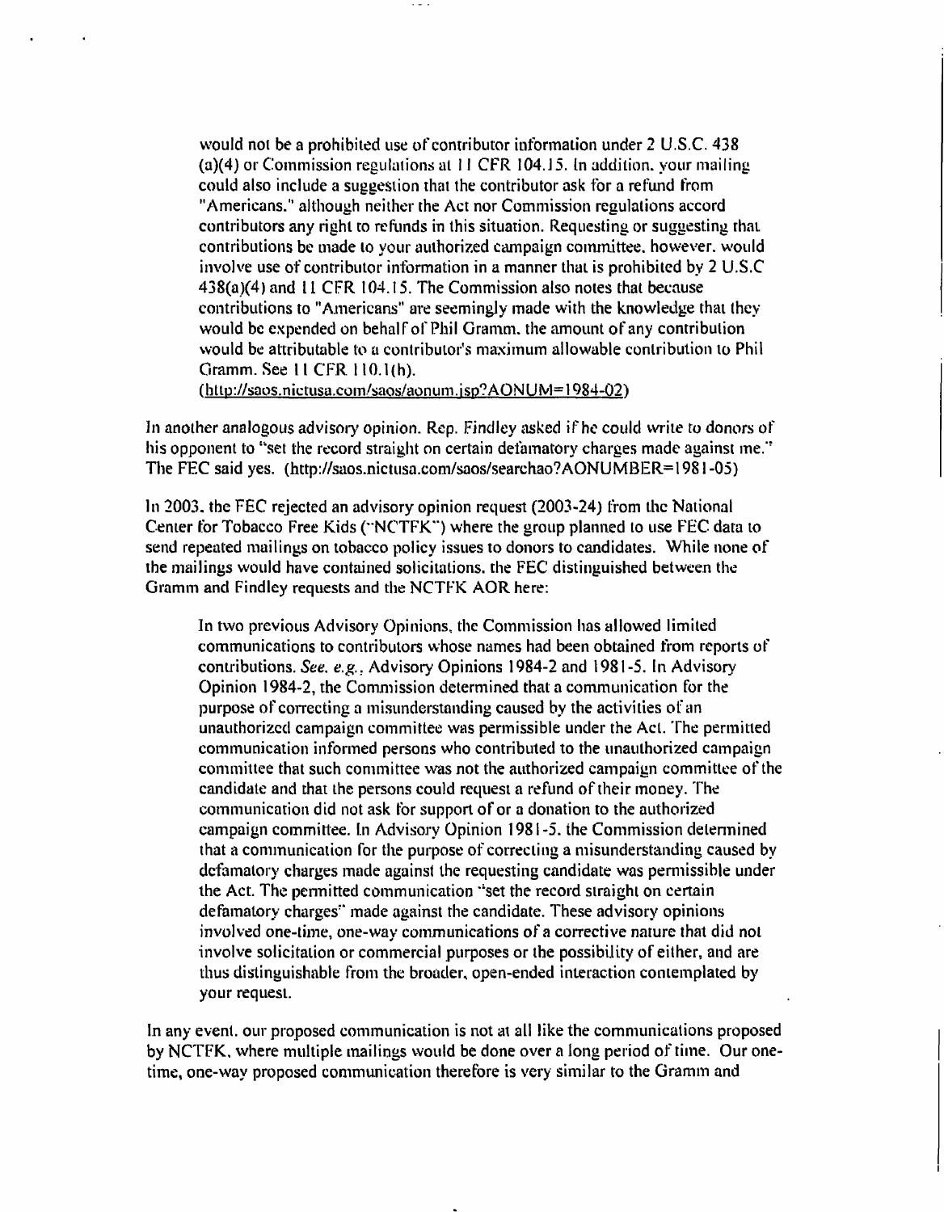> would not be a prohibited use of contributor information under 2 U.S.C. 438 (a)(4) or Commission regulations at 11 CFR 104.15. In addition, your mailing could also include a suggestion that the contributor ask for a refund from "Americans," although neither the Act nor Commission regulations accord contributors any right to refunds in this situation. Requesting or suggesting that contributions be made to your authorized campaign committee, however, would involve use of contributor information in a manner that is prohibited by 2 U.S.C 438(a)(4) and 11 CFR 104.15. The Commission also notes that because contributions to "Americans" are seemingly made with the knowledge that they would be expended on behalf of Phil Gramm, the amount of any contribution would be attributable to a contributor's maximum allowable contribution to Phil Gramm. See 11 CFR 110.1(h).
> (http://saos.nictusa.com/saos/aonum.jsp?AONUM=1984-02)

In another analogous advisory opinion, Rep. Findley asked if he could write to donors of his opponent to "set the record straight on certain defamatory charges made against me." The FEC said yes. (http://saos.nictusa.com/saos/searchao?AONUMBER=1981-05)

In 2003, the FEC rejected an advisory opinion request (2003-24) from the National Center for Tobacco Free Kids ("NCTFK") where the group planned to use FEC data to send repeated mailings on tobacco policy issues to donors to candidates. While none of the mailings would have contained solicitations, the FEC distinguished between the Gramm and Findley requests and the NCTFK AOR here:

> In two previous Advisory Opinions, the Commission has allowed limited communications to contributors whose names had been obtained from reports of contributions. *See, e.g.*, Advisory Opinions 1984-2 and 1981-5. In Advisory Opinion 1984-2, the Commission determined that a communication for the purpose of correcting a misunderstanding caused by the activities of an unauthorized campaign committee was permissible under the Act. The permitted communication informed persons who contributed to the unauthorized campaign committee that such committee was not the authorized campaign committee of the candidate and that the persons could request a refund of their money. The communication did not ask for support of or a donation to the authorized campaign committee. In Advisory Opinion 1981-5, the Commission determined that a communication for the purpose of correcting a misunderstanding caused by defamatory charges made against the requesting candidate was permissible under the Act. The permitted communication "set the record straight on certain defamatory charges" made against the candidate. These advisory opinions involved one-time, one-way communications of a corrective nature that did not involve solicitation or commercial purposes or the possibility of either, and are thus distinguishable from the broader, open-ended interaction contemplated by your request.

In any event, our proposed communication is not at all like the communications proposed by NCTFK, where multiple mailings would be done over a long period of time. Our one-time, one-way proposed communication therefore is very similar to the Gramm and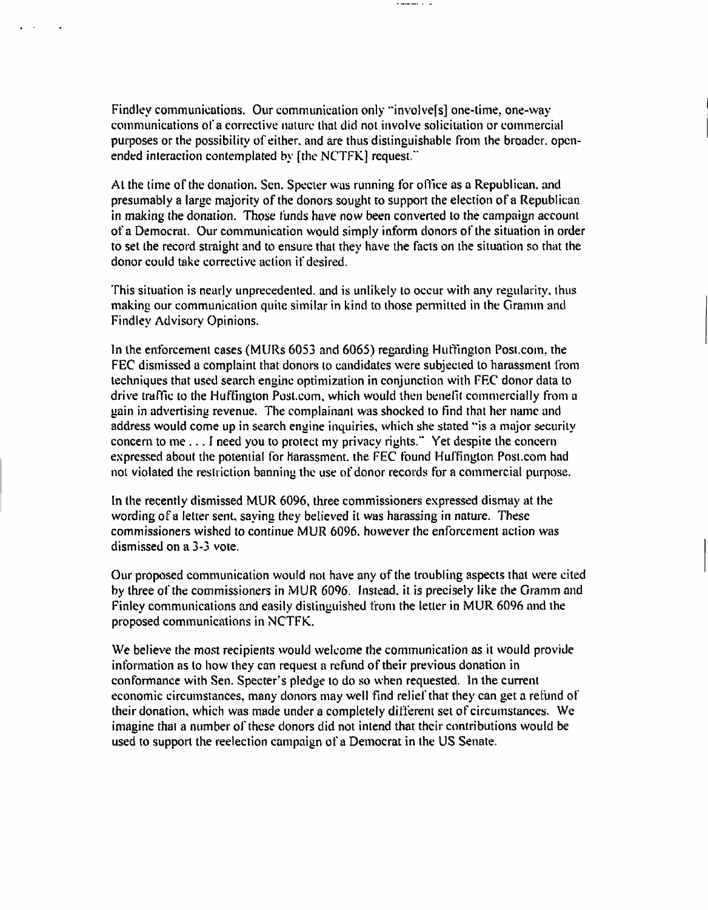Findley communications. Our communication only "involve[s] one-time, one-way communications of a corrective nature that did not involve solicitation or commercial purposes or the possibility of either, and are thus distinguishable from the broader, open-ended interaction contemplated by [the NCTFK] request."

At the time of the donation, Sen. Specter was running for office as a Republican, and presumably a large majority of the donors sought to support the election of a Republican in making the donation. Those funds have now been converted to the campaign account of a Democrat. Our communication would simply inform donors of the situation in order to set the record straight and to ensure that they have the facts on the situation so that the donor could take corrective action if desired.

This situation is nearly unprecedented, and is unlikely to occur with any regularity, thus making our communication quite similar in kind to those permitted in the Gramm and Findley Advisory Opinions.

In the enforcement cases (MURs 6053 and 6065) regarding Huffington Post.com, the FEC dismissed a complaint that donors to candidates were subjected to harassment from techniques that used search engine optimization in conjunction with FEC donor data to drive traffic to the Huffington Post.com, which would then benefit commercially from a gain in advertising revenue. The complainant was shocked to find that her name and address would come up in search engine inquiries, which she stated "is a major security concern to me . . . I need you to protect my privacy rights." Yet despite the concern expressed about the potential for harassment, the FEC found Huffington Post.com had not violated the restriction banning the use of donor records for a commercial purpose.

In the recently dismissed MUR 6096, three commissioners expressed dismay at the wording of a letter sent, saying they believed it was harassing in nature. These commissioners wished to continue MUR 6096, however the enforcement action was dismissed on a 3-3 vote.

Our proposed communication would not have any of the troubling aspects that were cited by three of the commissioners in MUR 6096. Instead, it is precisely like the Gramm and Finley communications and easily distinguished from the letter in MUR 6096 and the proposed communications in NCTFK.

We believe the most recipients would welcome the communication as it would provide information as to how they can request a refund of their previous donation in conformance with Sen. Specter's pledge to do so when requested. In the current economic circumstances, many donors may well find relief that they can get a refund of their donation, which was made under a completely different set of circumstances. We imagine that a number of these donors did not intend that their contributions would be used to support the reelection campaign of a Democrat in the US Senate.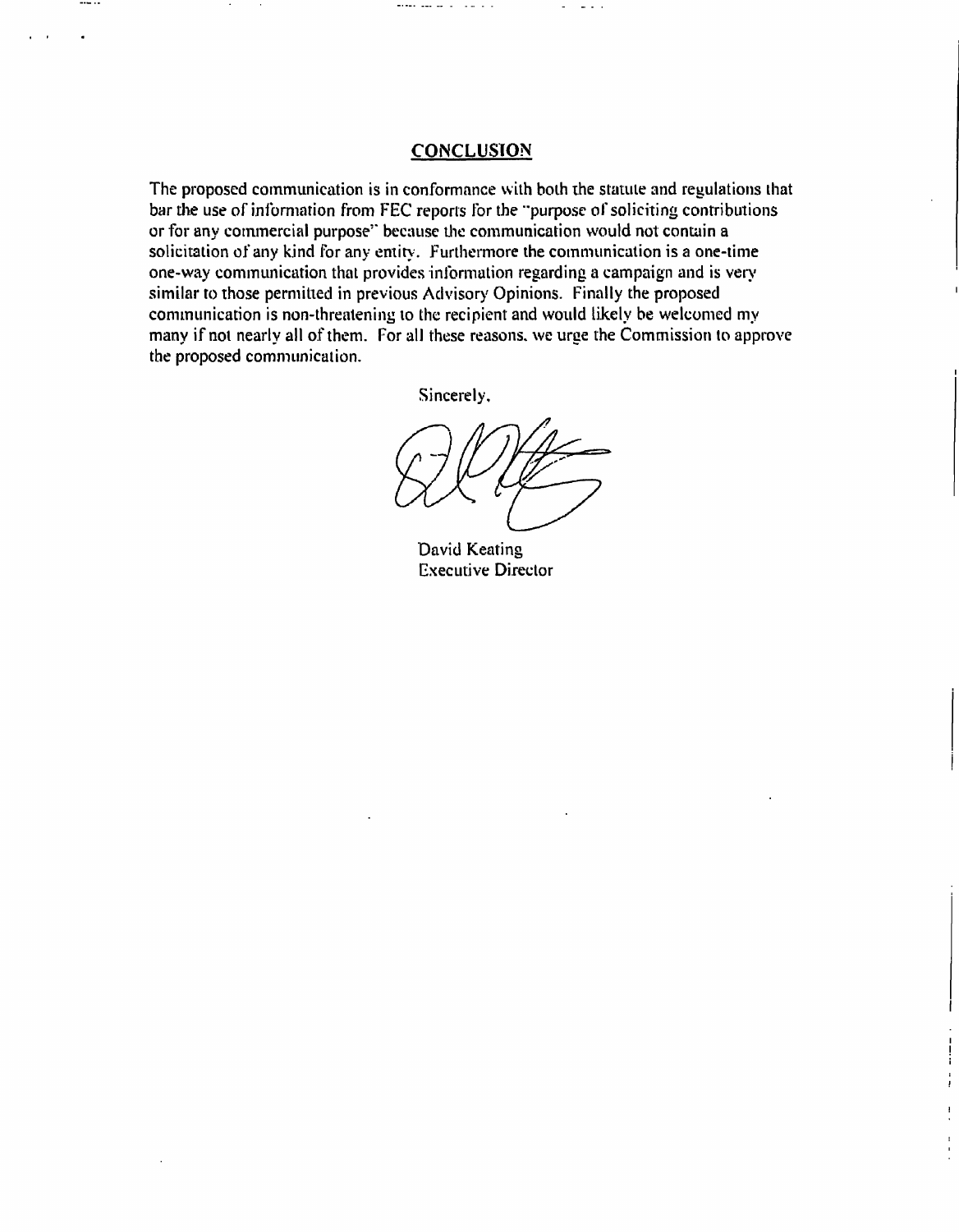## CONCLUSION

The proposed communication is in conformance with both the statute and regulations that bar the use of information from FEC reports for the "purpose of soliciting contributions or for any commercial purpose" because the communication would not contain a solicitation of any kind for any entity. Furthermore the communication is a one-time one-way communication that provides information regarding a campaign and is very similar to those permitted in previous Advisory Opinions. Finally the proposed communication is non-threatening to the recipient and would likely be welcomed my many if not nearly all of them. For all these reasons, we urge the Commission to approve the proposed communication.

Sincerely,

David Keating
Executive Director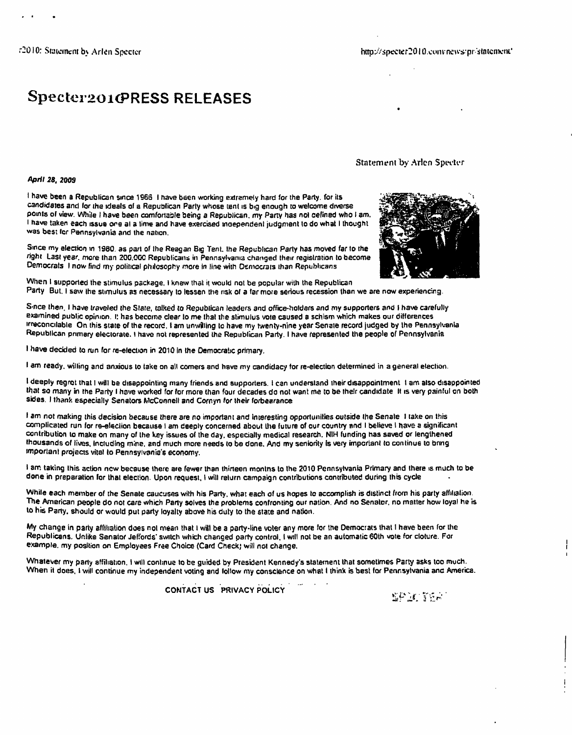# Specter2010 PRESS RELEASES

Statement by Arlen Specter

***April 28, 2009***

I have been a Republican since 1966. I have been working extremely hard for the Party, for its candidates and for the ideals of a Republican Party whose tent is big enough to welcome diverse points of view. While I have been comfortable being a Republican, my Party has not defined who I am. I have taken each issue one at a time and have exercised independent judgment to do what I thought was best for Pennsylvania and the nation.

Since my election in 1980, as part of the Reagan Big Tent, the Republican Party has moved far to the right. Last year, more than 200,000 Republicans in Pennsylvania changed their registration to become Democrats. I now find my political philosophy more in line with Democrats than Republicans.

When I supported the stimulus package, I knew that it would not be popular with the Republican Party. But, I saw the stimulus as necessary to lessen the risk of a far more serious recession than we are now experiencing.

Since then, I have traveled the State, talked to Republican leaders and office-holders and my supporters and I have carefully examined public opinion. It has become clear to me that the stimulus vote caused a schism which makes our differences irreconcilable. On this state of the record, I am unwilling to have my twenty-nine year Senate record judged by the Pennsylvania Republican primary electorate. I have not represented the Republican Party. I have represented the people of Pennsylvania.

I have decided to run for re-election in 2010 in the Democratic primary.

I am ready, willing and anxious to take on all comers and have my candidacy for re-election determined in a general election.

I deeply regret that I will be disappointing many friends and supporters. I can understand their disappointment. I am also disappointed that so many in the Party I have worked for for more than four decades do not want me to be their candidate. It is very painful on both sides. I thank especially Senators McConnell and Cornyn for their forbearance.

I am not making this decision because there are no important and interesting opportunities outside the Senate. I take on this complicated run for re-election because I am deeply concerned about the future of our country and I believe I have a significant contribution to make on many of the key issues of the day, especially medical research. NIH funding has saved or lengthened thousands of lives, including mine, and much more needs to be done. And my seniority is very important to continue to bring important projects vital to Pennsylvania's economy.

I am taking this action now because there are fewer than thirteen months to the 2010 Pennsylvania Primary and there is much to be done in preparation for that election. Upon request, I will return campaign contributions contributed during this cycle.

While each member of the Senate caucuses with his Party, what each of us hopes to accomplish is distinct from his party affiliation. The American people do not care which Party solves the problems confronting our nation. And no Senator, no matter how loyal he is to his Party, should or would put party loyalty above his duty to the state and nation.

My change in party affiliation does not mean that I will be a party-line voter any more for the Democrats that I have been for the Republicans. Unlike Senator Jeffords' switch which changed party control, I will not be an automatic 60th vote for cloture. For example, my position on Employees Free Choice (Card Check) will not change.

Whatever my party affiliation, I will continue to be guided by President Kennedy's statement that sometimes Party asks too much. When it does, I will continue my independent voting and follow my conscience on what I think is best for Pennsylvania and America.

CONTACT US PRIVACY POLICY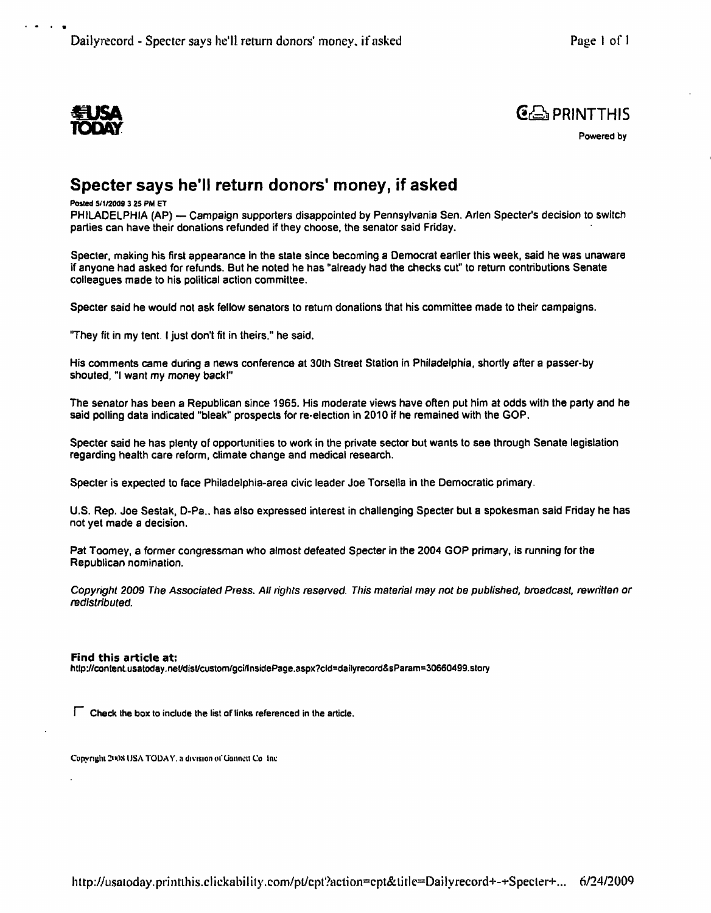USA TODAY

PRINTTHIS

Powered by

# Specter says he'll return donors' money, if asked

Posted 5/1/2009 3 25 PM ET

PHILADELPHIA (AP) — Campaign supporters disappointed by Pennsylvania Sen. Arlen Specter's decision to switch parties can have their donations refunded if they choose, the senator said Friday.

Specter, making his first appearance in the state since becoming a Democrat earlier this week, said he was unaware if anyone had asked for refunds. But he noted he has "already had the checks cut" to return contributions Senate colleagues made to his political action committee.

Specter said he would not ask fellow senators to return donations that his committee made to their campaigns.

"They fit in my tent. I just don't fit in theirs," he said.

His comments came during a news conference at 30th Street Station in Philadelphia, shortly after a passer-by shouted, "I want my money back!"

The senator has been a Republican since 1965. His moderate views have often put him at odds with the party and he said polling data indicated "bleak" prospects for re-election in 2010 if he remained with the GOP.

Specter said he has plenty of opportunities to work in the private sector but wants to see through Senate legislation regarding health care reform, climate change and medical research.

Specter is expected to face Philadelphia-area civic leader Joe Torsella in the Democratic primary.

U.S. Rep. Joe Sestak, D-Pa., has also expressed interest in challenging Specter but a spokesman said Friday he has not yet made a decision.

Pat Toomey, a former congressman who almost defeated Specter in the 2004 GOP primary, is running for the Republican nomination.

*Copyright 2009 The Associated Press. All rights reserved. This material may not be published, broadcast, rewritten or redistributed.*

**Find this article at:**
http://content.usatoday.net/dist/custom/gci/InsidePage.aspx?cId=dailyrecord&sParam=30660499.story

☐ Check the box to include the list of links referenced in the article.

Copyright 2008 USA TODAY, a division of Gannett Co. Inc